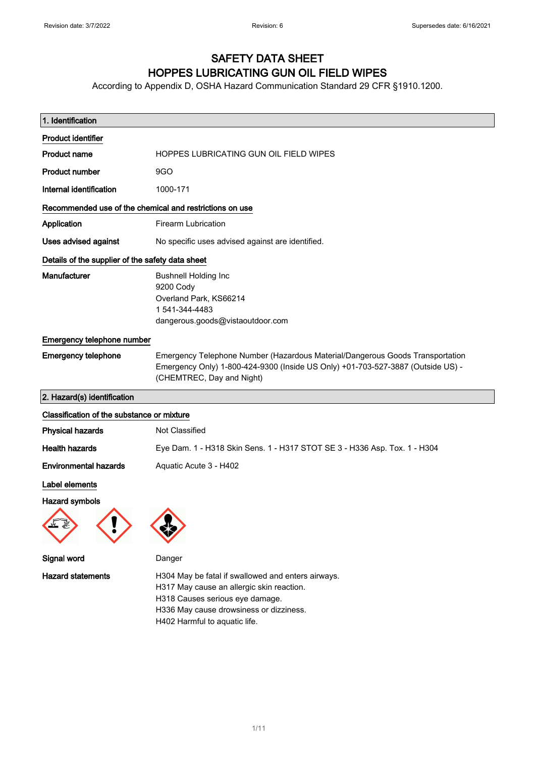# SAFETY DATA SHEET
# HOPPES LUBRICATING GUN OIL FIELD WIPES

According to Appendix D, OSHA Hazard Communication Standard 29 CFR §1910.1200.

## 1. Identification

**Product identifier**

| | |
|---|---|
| **Product name** | HOPPES LUBRICATING GUN OIL FIELD WIPES |
| **Product number** | 9GO |
| **Internal identification** | 1000-171 |

**Recommended use of the chemical and restrictions on use**

| | |
|---|---|
| **Application** | Firearm Lubrication |
| **Uses advised against** | No specific uses advised against are identified. |

**Details of the supplier of the safety data sheet**

| | |
|---|---|
| **Manufacturer** | Bushnell Holding Inc<br>9200 Cody<br>Overland Park, KS66214<br>1 541-344-4483<br>dangerous.goods@vistaoutdoor.com |

**Emergency telephone number**

| | |
|---|---|
| **Emergency telephone** | Emergency Telephone Number (Hazardous Material/Dangerous Goods Transportation Emergency Only) 1-800-424-9300 (Inside US Only) +01-703-527-3887 (Outside US) - (CHEMTREC, Day and Night) |

## 2. Hazard(s) identification

**Classification of the substance or mixture**

| | |
|---|---|
| **Physical hazards** | Not Classified |
| **Health hazards** | Eye Dam. 1 - H318 Skin Sens. 1 - H317 STOT SE 3 - H336 Asp. Tox. 1 - H304 |
| **Environmental hazards** | Aquatic Acute 3 - H402 |

**Label elements**

**Hazard symbols**

| | |
|---|---|
| **Signal word** | Danger |
| **Hazard statements** | H304 May be fatal if swallowed and enters airways.<br>H317 May cause an allergic skin reaction.<br>H318 Causes serious eye damage.<br>H336 May cause drowsiness or dizziness.<br>H402 Harmful to aquatic life. |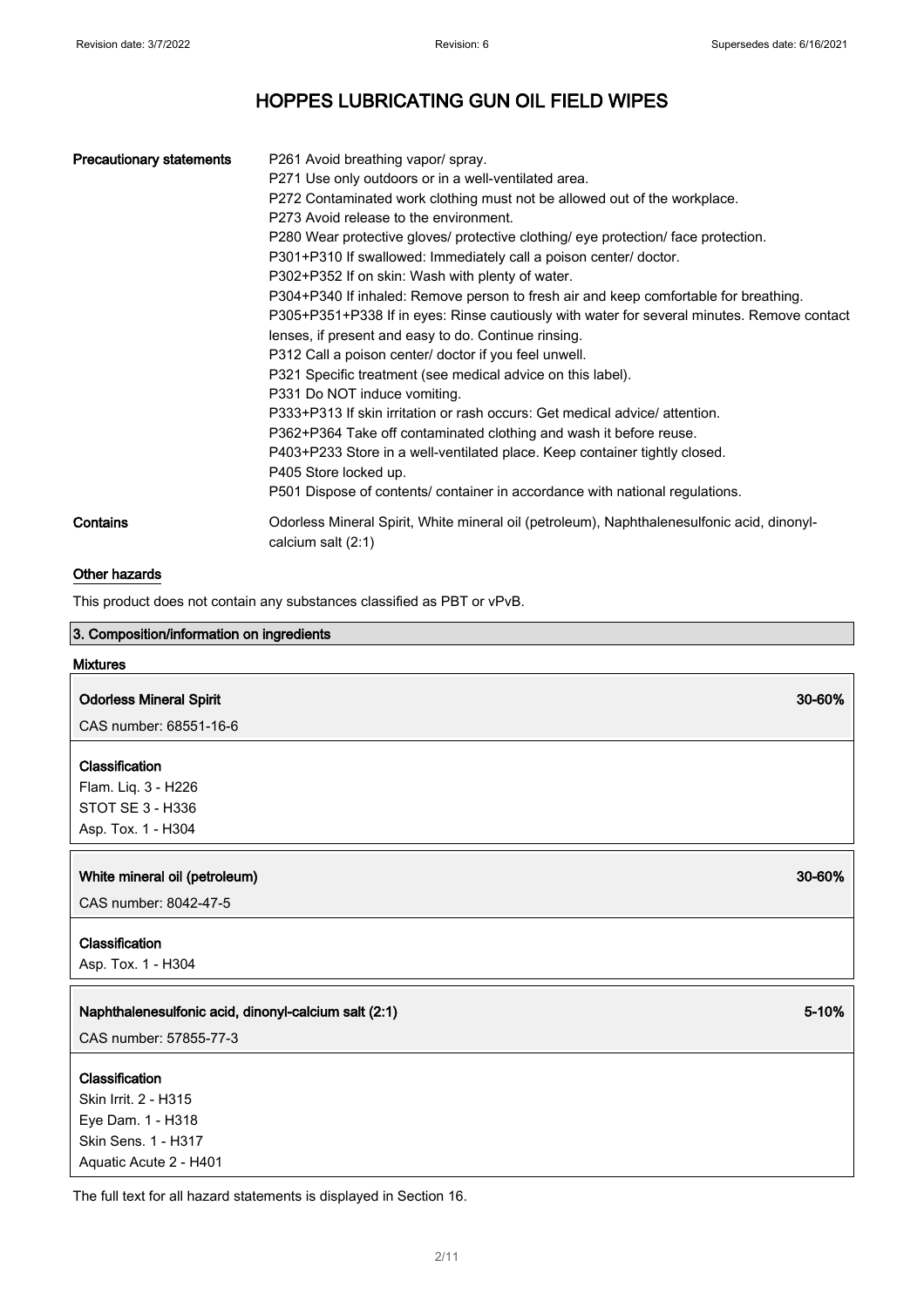# HOPPES LUBRICATING GUN OIL FIELD WIPES

**Precautionary statements**

P261 Avoid breathing vapor/ spray.
P271 Use only outdoors or in a well-ventilated area.
P272 Contaminated work clothing must not be allowed out of the workplace.
P273 Avoid release to the environment.
P280 Wear protective gloves/ protective clothing/ eye protection/ face protection.
P301+P310 If swallowed: Immediately call a poison center/ doctor.
P302+P352 If on skin: Wash with plenty of water.
P304+P340 If inhaled: Remove person to fresh air and keep comfortable for breathing.
P305+P351+P338 If in eyes: Rinse cautiously with water for several minutes. Remove contact lenses, if present and easy to do. Continue rinsing.
P312 Call a poison center/ doctor if you feel unwell.
P321 Specific treatment (see medical advice on this label).
P331 Do NOT induce vomiting.
P333+P313 If skin irritation or rash occurs: Get medical advice/ attention.
P362+P364 Take off contaminated clothing and wash it before reuse.
P403+P233 Store in a well-ventilated place. Keep container tightly closed.
P405 Store locked up.
P501 Dispose of contents/ container in accordance with national regulations.

**Contains**

Odorless Mineral Spirit, White mineral oil (petroleum), Naphthalenesulfonic acid, dinonyl-calcium salt (2:1)

### Other hazards

This product does not contain any substances classified as PBT or vPvB.

## 3. Composition/information on ingredients

### Mixtures

**Odorless Mineral Spirit** — 30-60%

CAS number: 68551-16-6

**Classification**
Flam. Liq. 3 - H226
STOT SE 3 - H336
Asp. Tox. 1 - H304

**White mineral oil (petroleum)** — 30-60%

CAS number: 8042-47-5

**Classification**
Asp. Tox. 1 - H304

**Naphthalenesulfonic acid, dinonyl-calcium salt (2:1)** — 5-10%

CAS number: 57855-77-3

**Classification**
Skin Irrit. 2 - H315
Eye Dam. 1 - H318
Skin Sens. 1 - H317
Aquatic Acute 2 - H401

The full text for all hazard statements is displayed in Section 16.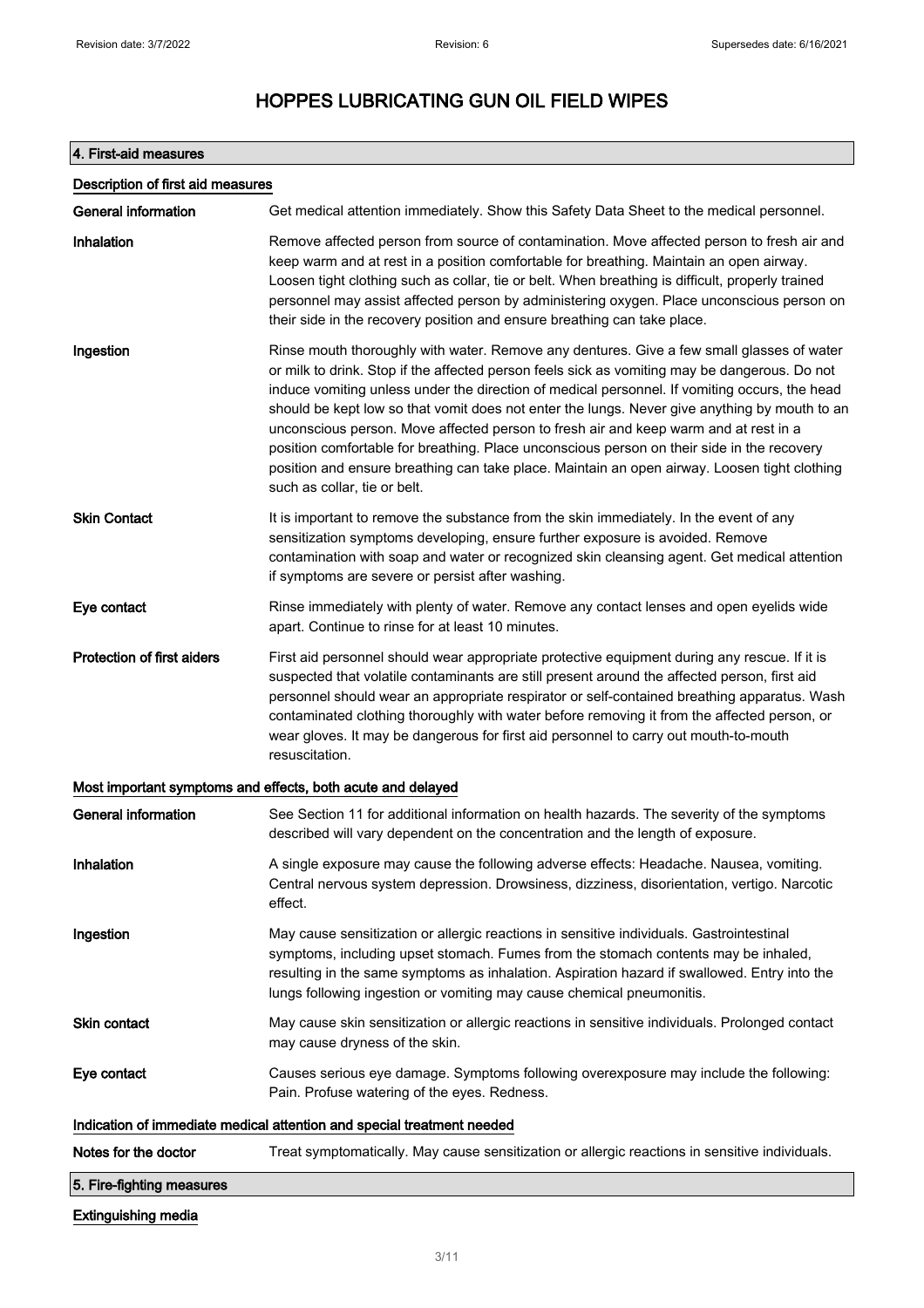# HOPPES LUBRICATING GUN OIL FIELD WIPES

## 4. First-aid measures

### Description of first aid measures

**General information**
Get medical attention immediately. Show this Safety Data Sheet to the medical personnel.

**Inhalation**
Remove affected person from source of contamination. Move affected person to fresh air and keep warm and at rest in a position comfortable for breathing. Maintain an open airway. Loosen tight clothing such as collar, tie or belt. When breathing is difficult, properly trained personnel may assist affected person by administering oxygen. Place unconscious person on their side in the recovery position and ensure breathing can take place.

**Ingestion**
Rinse mouth thoroughly with water. Remove any dentures. Give a few small glasses of water or milk to drink. Stop if the affected person feels sick as vomiting may be dangerous. Do not induce vomiting unless under the direction of medical personnel. If vomiting occurs, the head should be kept low so that vomit does not enter the lungs. Never give anything by mouth to an unconscious person. Move affected person to fresh air and keep warm and at rest in a position comfortable for breathing. Place unconscious person on their side in the recovery position and ensure breathing can take place. Maintain an open airway. Loosen tight clothing such as collar, tie or belt.

**Skin Contact**
It is important to remove the substance from the skin immediately. In the event of any sensitization symptoms developing, ensure further exposure is avoided. Remove contamination with soap and water or recognized skin cleansing agent. Get medical attention if symptoms are severe or persist after washing.

**Eye contact**
Rinse immediately with plenty of water. Remove any contact lenses and open eyelids wide apart. Continue to rinse for at least 10 minutes.

**Protection of first aiders**
First aid personnel should wear appropriate protective equipment during any rescue. If it is suspected that volatile contaminants are still present around the affected person, first aid personnel should wear an appropriate respirator or self-contained breathing apparatus. Wash contaminated clothing thoroughly with water before removing it from the affected person, or wear gloves. It may be dangerous for first aid personnel to carry out mouth-to-mouth resuscitation.

### Most important symptoms and effects, both acute and delayed

**General information**
See Section 11 for additional information on health hazards. The severity of the symptoms described will vary dependent on the concentration and the length of exposure.

**Inhalation**
A single exposure may cause the following adverse effects: Headache. Nausea, vomiting. Central nervous system depression. Drowsiness, dizziness, disorientation, vertigo. Narcotic effect.

**Ingestion**
May cause sensitization or allergic reactions in sensitive individuals. Gastrointestinal symptoms, including upset stomach. Fumes from the stomach contents may be inhaled, resulting in the same symptoms as inhalation. Aspiration hazard if swallowed. Entry into the lungs following ingestion or vomiting may cause chemical pneumonitis.

**Skin contact**
May cause skin sensitization or allergic reactions in sensitive individuals. Prolonged contact may cause dryness of the skin.

**Eye contact**
Causes serious eye damage. Symptoms following overexposure may include the following: Pain. Profuse watering of the eyes. Redness.

### Indication of immediate medical attention and special treatment needed

**Notes for the doctor**
Treat symptomatically. May cause sensitization or allergic reactions in sensitive individuals.

## 5. Fire-fighting measures

### Extinguishing media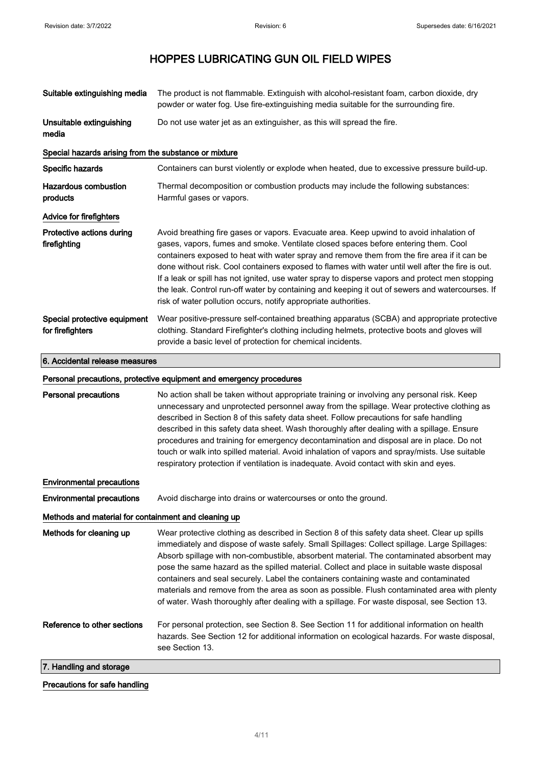| | |
|---|---|
| **Suitable extinguishing media** | The product is not flammable. Extinguish with alcohol-resistant foam, carbon dioxide, dry powder or water fog. Use fire-extinguishing media suitable for the surrounding fire. |
| **Unsuitable extinguishing media** | Do not use water jet as an extinguisher, as this will spread the fire. |

**Special hazards arising from the substance or mixture**

| | |
|---|---|
| **Specific hazards** | Containers can burst violently or explode when heated, due to excessive pressure build-up. |
| **Hazardous combustion products** | Thermal decomposition or combustion products may include the following substances: Harmful gases or vapors. |

**Advice for firefighters**

| | |
|---|---|
| **Protective actions during firefighting** | Avoid breathing fire gases or vapors. Evacuate area. Keep upwind to avoid inhalation of gases, vapors, fumes and smoke. Ventilate closed spaces before entering them. Cool containers exposed to heat with water spray and remove them from the fire area if it can be done without risk. Cool containers exposed to flames with water until well after the fire is out. If a leak or spill has not ignited, use water spray to disperse vapors and protect men stopping the leak. Control run-off water by containing and keeping it out of sewers and watercourses. If risk of water pollution occurs, notify appropriate authorities. |
| **Special protective equipment for firefighters** | Wear positive-pressure self-contained breathing apparatus (SCBA) and appropriate protective clothing. Standard Firefighter's clothing including helmets, protective boots and gloves will provide a basic level of protection for chemical incidents. |

## 6. Accidental release measures

**Personal precautions, protective equipment and emergency procedures**

| | |
|---|---|
| **Personal precautions** | No action shall be taken without appropriate training or involving any personal risk. Keep unnecessary and unprotected personnel away from the spillage. Wear protective clothing as described in Section 8 of this safety data sheet. Follow precautions for safe handling described in this safety data sheet. Wash thoroughly after dealing with a spillage. Ensure procedures and training for emergency decontamination and disposal are in place. Do not touch or walk into spilled material. Avoid inhalation of vapors and spray/mists. Use suitable respiratory protection if ventilation is inadequate. Avoid contact with skin and eyes. |

**Environmental precautions**

| | |
|---|---|
| **Environmental precautions** | Avoid discharge into drains or watercourses or onto the ground. |

**Methods and material for containment and cleaning up**

| | |
|---|---|
| **Methods for cleaning up** | Wear protective clothing as described in Section 8 of this safety data sheet. Clear up spills immediately and dispose of waste safely. Small Spillages: Collect spillage. Large Spillages: Absorb spillage with non-combustible, absorbent material. The contaminated absorbent may pose the same hazard as the spilled material. Collect and place in suitable waste disposal containers and seal securely. Label the containers containing waste and contaminated materials and remove from the area as soon as possible. Flush contaminated area with plenty of water. Wash thoroughly after dealing with a spillage. For waste disposal, see Section 13. |
| **Reference to other sections** | For personal protection, see Section 8. See Section 11 for additional information on health hazards. See Section 12 for additional information on ecological hazards. For waste disposal, see Section 13. |

## 7. Handling and storage

**Precautions for safe handling**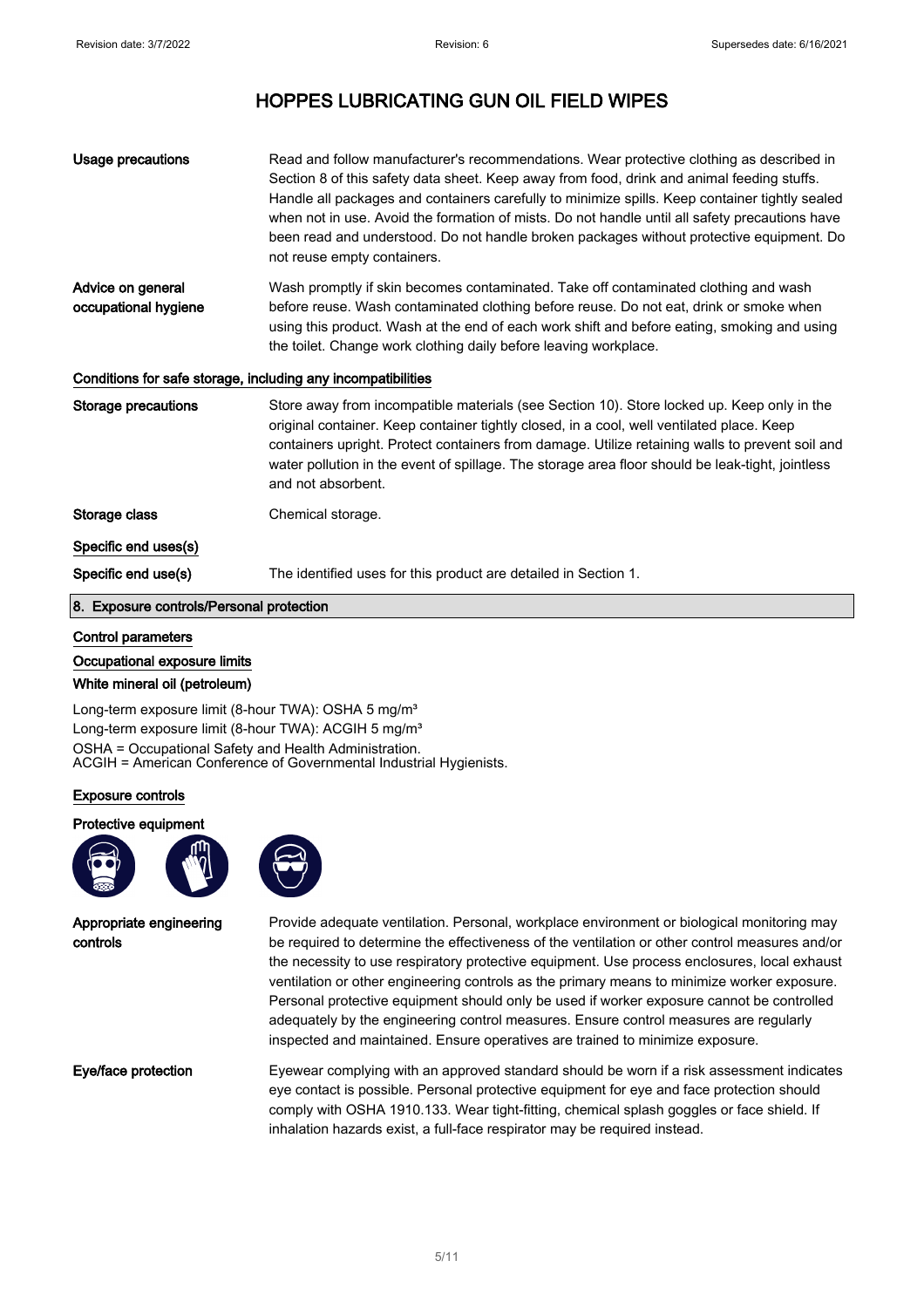# HOPPES LUBRICATING GUN OIL FIELD WIPES

**Usage precautions**
Read and follow manufacturer's recommendations. Wear protective clothing as described in Section 8 of this safety data sheet. Keep away from food, drink and animal feeding stuffs. Handle all packages and containers carefully to minimize spills. Keep container tightly sealed when not in use. Avoid the formation of mists. Do not handle until all safety precautions have been read and understood. Do not handle broken packages without protective equipment. Do not reuse empty containers.

**Advice on general occupational hygiene**
Wash promptly if skin becomes contaminated. Take off contaminated clothing and wash before reuse. Wash contaminated clothing before reuse. Do not eat, drink or smoke when using this product. Wash at the end of each work shift and before eating, smoking and using the toilet. Change work clothing daily before leaving workplace.

### Conditions for safe storage, including any incompatibilities

**Storage precautions**
Store away from incompatible materials (see Section 10). Store locked up. Keep only in the original container. Keep container tightly closed, in a cool, well ventilated place. Keep containers upright. Protect containers from damage. Utilize retaining walls to prevent soil and water pollution in the event of spillage. The storage area floor should be leak-tight, jointless and not absorbent.

**Storage class**
Chemical storage.

### Specific end uses(s)

**Specific end use(s)**
The identified uses for this product are detailed in Section 1.

## 8. Exposure controls/Personal protection

### Control parameters

#### Occupational exposure limits

**White mineral oil (petroleum)**

Long-term exposure limit (8-hour TWA): OSHA 5 mg/m³
Long-term exposure limit (8-hour TWA): ACGIH 5 mg/m³
OSHA = Occupational Safety and Health Administration.
ACGIH = American Conference of Governmental Industrial Hygienists.

### Exposure controls

**Protective equipment**

**Appropriate engineering controls**
Provide adequate ventilation. Personal, workplace environment or biological monitoring may be required to determine the effectiveness of the ventilation or other control measures and/or the necessity to use respiratory protective equipment. Use process enclosures, local exhaust ventilation or other engineering controls as the primary means to minimize worker exposure. Personal protective equipment should only be used if worker exposure cannot be controlled adequately by the engineering control measures. Ensure control measures are regularly inspected and maintained. Ensure operatives are trained to minimize exposure.

**Eye/face protection**
Eyewear complying with an approved standard should be worn if a risk assessment indicates eye contact is possible. Personal protective equipment for eye and face protection should comply with OSHA 1910.133. Wear tight-fitting, chemical splash goggles or face shield. If inhalation hazards exist, a full-face respirator may be required instead.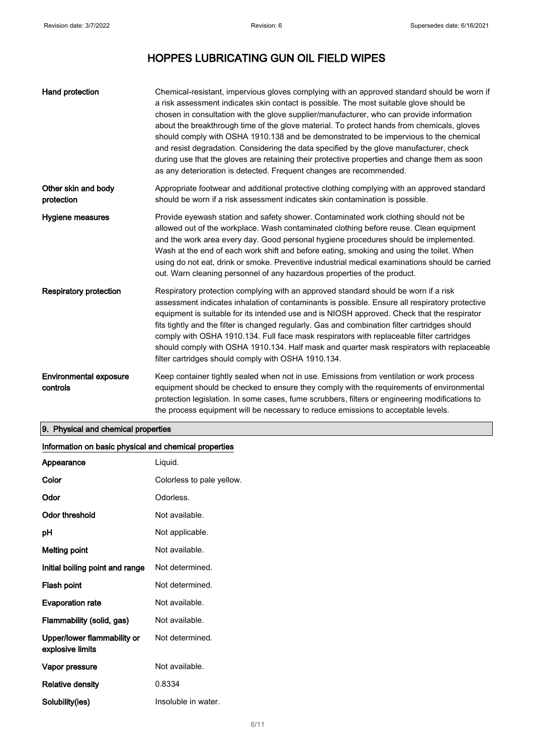# HOPPES LUBRICATING GUN OIL FIELD WIPES

| | |
|---|---|
| **Hand protection** | Chemical-resistant, impervious gloves complying with an approved standard should be worn if a risk assessment indicates skin contact is possible. The most suitable glove should be chosen in consultation with the glove supplier/manufacturer, who can provide information about the breakthrough time of the glove material. To protect hands from chemicals, gloves should comply with OSHA 1910.138 and be demonstrated to be impervious to the chemical and resist degradation. Considering the data specified by the glove manufacturer, check during use that the gloves are retaining their protective properties and change them as soon as any deterioration is detected. Frequent changes are recommended. |
| **Other skin and body protection** | Appropriate footwear and additional protective clothing complying with an approved standard should be worn if a risk assessment indicates skin contamination is possible. |
| **Hygiene measures** | Provide eyewash station and safety shower. Contaminated work clothing should not be allowed out of the workplace. Wash contaminated clothing before reuse. Clean equipment and the work area every day. Good personal hygiene procedures should be implemented. Wash at the end of each work shift and before eating, smoking and using the toilet. When using do not eat, drink or smoke. Preventive industrial medical examinations should be carried out. Warn cleaning personnel of any hazardous properties of the product. |
| **Respiratory protection** | Respiratory protection complying with an approved standard should be worn if a risk assessment indicates inhalation of contaminants is possible. Ensure all respiratory protective equipment is suitable for its intended use and is NIOSH approved. Check that the respirator fits tightly and the filter is changed regularly. Gas and combination filter cartridges should comply with OSHA 1910.134. Full face mask respirators with replaceable filter cartridges should comply with OSHA 1910.134. Half mask and quarter mask respirators with replaceable filter cartridges should comply with OSHA 1910.134. |
| **Environmental exposure controls** | Keep container tightly sealed when not in use. Emissions from ventilation or work process equipment should be checked to ensure they comply with the requirements of environmental protection legislation. In some cases, fume scrubbers, filters or engineering modifications to the process equipment will be necessary to reduce emissions to acceptable levels. |

## 9. Physical and chemical properties

### Information on basic physical and chemical properties

| | |
|---|---|
| **Appearance** | Liquid. |
| **Color** | Colorless to pale yellow. |
| **Odor** | Odorless. |
| **Odor threshold** | Not available. |
| **pH** | Not applicable. |
| **Melting point** | Not available. |
| **Initial boiling point and range** | Not determined. |
| **Flash point** | Not determined. |
| **Evaporation rate** | Not available. |
| **Flammability (solid, gas)** | Not available. |
| **Upper/lower flammability or explosive limits** | Not determined. |
| **Vapor pressure** | Not available. |
| **Relative density** | 0.8334 |
| **Solubility(ies)** | Insoluble in water. |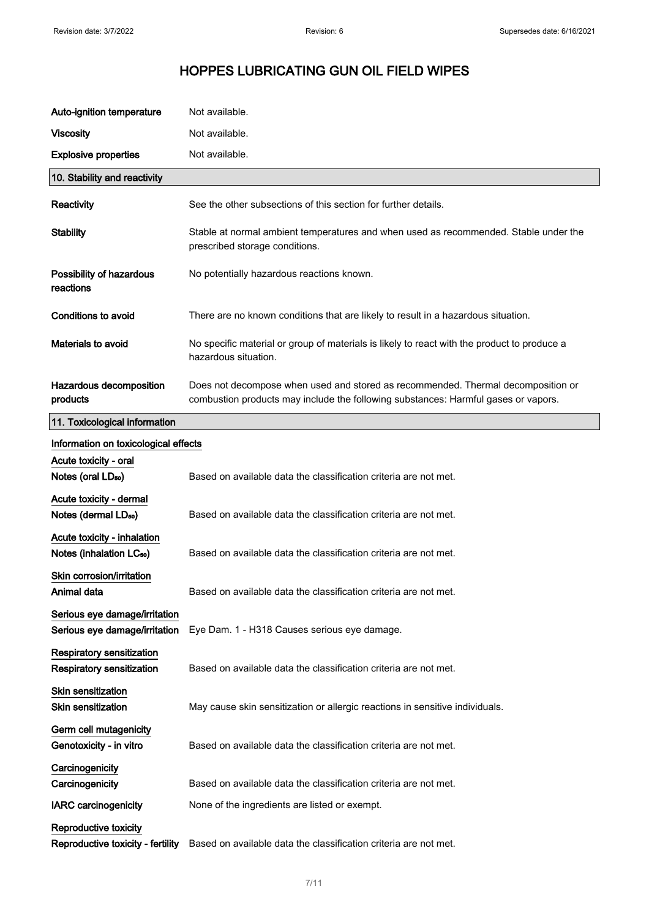| | |
|---|---|
| **Auto-ignition temperature** | Not available. |
| **Viscosity** | Not available. |
| **Explosive properties** | Not available. |

## 10. Stability and reactivity

| | |
|---|---|
| **Reactivity** | See the other subsections of this section for further details. |
| **Stability** | Stable at normal ambient temperatures and when used as recommended. Stable under the prescribed storage conditions. |
| **Possibility of hazardous reactions** | No potentially hazardous reactions known. |
| **Conditions to avoid** | There are no known conditions that are likely to result in a hazardous situation. |
| **Materials to avoid** | No specific material or group of materials is likely to react with the product to produce a hazardous situation. |
| **Hazardous decomposition products** | Does not decompose when used and stored as recommended. Thermal decomposition or combustion products may include the following substances: Harmful gases or vapors. |

## 11. Toxicological information

**Information on toxicological effects**

**Acute toxicity - oral**

| | |
|---|---|
| **Notes (oral $LD_{50}$)** | Based on available data the classification criteria are not met. |

**Acute toxicity - dermal**

| | |
|---|---|
| **Notes (dermal $LD_{50}$)** | Based on available data the classification criteria are not met. |

**Acute toxicity - inhalation**

| | |
|---|---|
| **Notes (inhalation $LC_{50}$)** | Based on available data the classification criteria are not met. |

**Skin corrosion/irritation**

| | |
|---|---|
| **Animal data** | Based on available data the classification criteria are not met. |

**Serious eye damage/irritation**

| | |
|---|---|
| **Serious eye damage/irritation** | Eye Dam. 1 - H318 Causes serious eye damage. |

**Respiratory sensitization**

| | |
|---|---|
| **Respiratory sensitization** | Based on available data the classification criteria are not met. |

**Skin sensitization**

| | |
|---|---|
| **Skin sensitization** | May cause skin sensitization or allergic reactions in sensitive individuals. |

**Germ cell mutagenicity**

| | |
|---|---|
| **Genotoxicity - in vitro** | Based on available data the classification criteria are not met. |

**Carcinogenicity**

| | |
|---|---|
| **Carcinogenicity** | Based on available data the classification criteria are not met. |
| **IARC carcinogenicity** | None of the ingredients are listed or exempt. |

**Reproductive toxicity**

| | |
|---|---|
| **Reproductive toxicity - fertility** | Based on available data the classification criteria are not met. |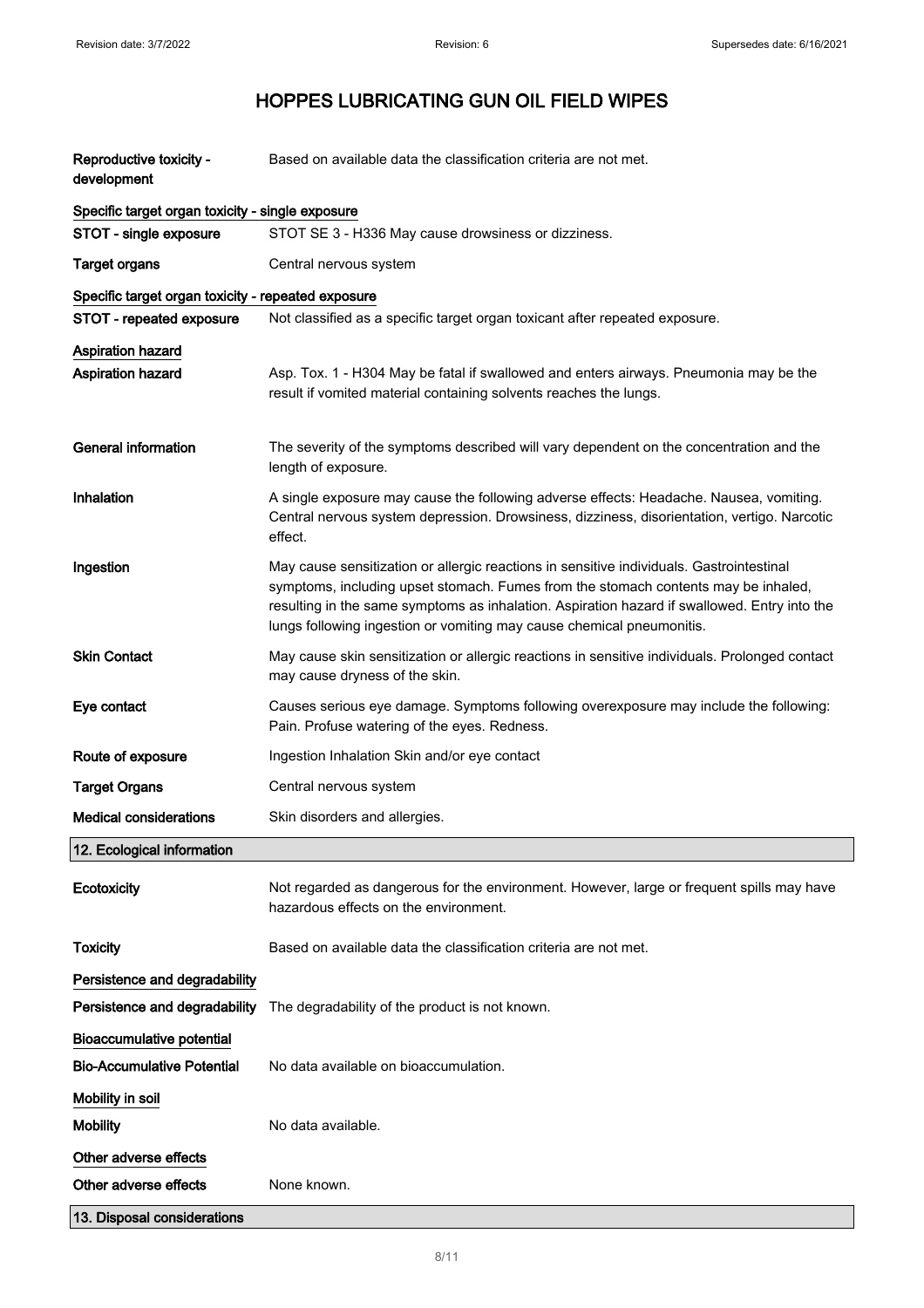| | |
|---|---|
| **Reproductive toxicity - development** | Based on available data the classification criteria are not met. |

**Specific target organ toxicity - single exposure**

| | |
|---|---|
| **STOT - single exposure** | STOT SE 3 - H336 May cause drowsiness or dizziness. |
| **Target organs** | Central nervous system |

**Specific target organ toxicity - repeated exposure**

| | |
|---|---|
| **STOT - repeated exposure** | Not classified as a specific target organ toxicant after repeated exposure. |

**Aspiration hazard**

| | |
|---|---|
| **Aspiration hazard** | Asp. Tox. 1 - H304 May be fatal if swallowed and enters airways. Pneumonia may be the result if vomited material containing solvents reaches the lungs. |
| **General information** | The severity of the symptoms described will vary dependent on the concentration and the length of exposure. |
| **Inhalation** | A single exposure may cause the following adverse effects: Headache. Nausea, vomiting. Central nervous system depression. Drowsiness, dizziness, disorientation, vertigo. Narcotic effect. |
| **Ingestion** | May cause sensitization or allergic reactions in sensitive individuals. Gastrointestinal symptoms, including upset stomach. Fumes from the stomach contents may be inhaled, resulting in the same symptoms as inhalation. Aspiration hazard if swallowed. Entry into the lungs following ingestion or vomiting may cause chemical pneumonitis. |
| **Skin Contact** | May cause skin sensitization or allergic reactions in sensitive individuals. Prolonged contact may cause dryness of the skin. |
| **Eye contact** | Causes serious eye damage. Symptoms following overexposure may include the following: Pain. Profuse watering of the eyes. Redness. |
| **Route of exposure** | Ingestion Inhalation Skin and/or eye contact |
| **Target Organs** | Central nervous system |
| **Medical considerations** | Skin disorders and allergies. |

## 12. Ecological information

| | |
|---|---|
| **Ecotoxicity** | Not regarded as dangerous for the environment. However, large or frequent spills may have hazardous effects on the environment. |
| **Toxicity** | Based on available data the classification criteria are not met. |

**Persistence and degradability**

| | |
|---|---|
| **Persistence and degradability** | The degradability of the product is not known. |

**Bioaccumulative potential**

| | |
|---|---|
| **Bio-Accumulative Potential** | No data available on bioaccumulation. |

**Mobility in soil**

| | |
|---|---|
| **Mobility** | No data available. |

**Other adverse effects**

| | |
|---|---|
| **Other adverse effects** | None known. |

## 13. Disposal considerations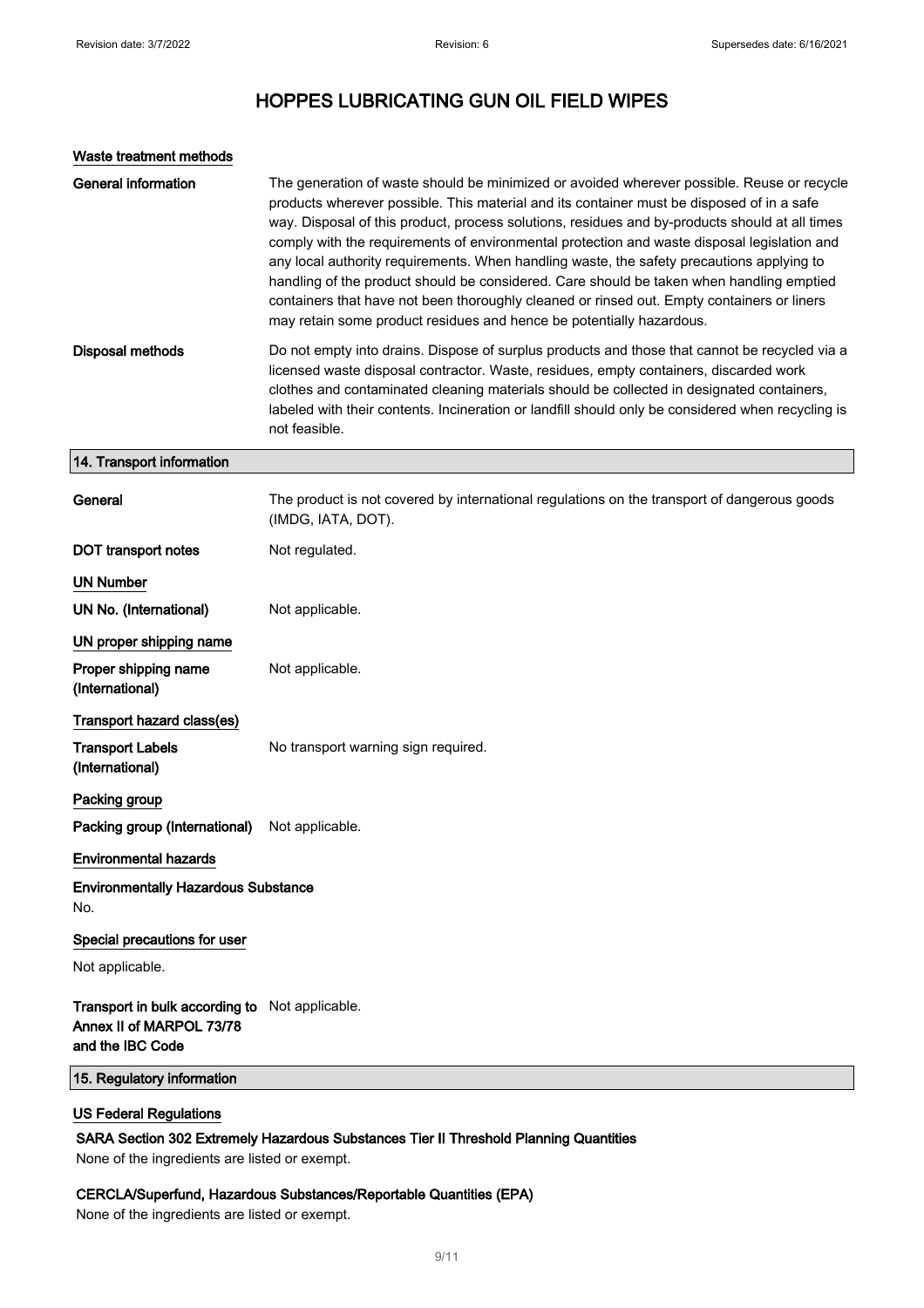### Waste treatment methods

**General information**

The generation of waste should be minimized or avoided wherever possible. Reuse or recycle products wherever possible. This material and its container must be disposed of in a safe way. Disposal of this product, process solutions, residues and by-products should at all times comply with the requirements of environmental protection and waste disposal legislation and any local authority requirements. When handling waste, the safety precautions applying to handling of the product should be considered. Care should be taken when handling emptied containers that have not been thoroughly cleaned or rinsed out. Empty containers or liners may retain some product residues and hence be potentially hazardous.

**Disposal methods**

Do not empty into drains. Dispose of surplus products and those that cannot be recycled via a licensed waste disposal contractor. Waste, residues, empty containers, discarded work clothes and contaminated cleaning materials should be collected in designated containers, labeled with their contents. Incineration or landfill should only be considered when recycling is not feasible.

## 14. Transport information

**General**

The product is not covered by international regulations on the transport of dangerous goods (IMDG, IATA, DOT).

**DOT transport notes**

Not regulated.

### UN Number

**UN No. (International)**

Not applicable.

### UN proper shipping name

**Proper shipping name (International)**

Not applicable.

### Transport hazard class(es)

**Transport Labels (International)**

No transport warning sign required.

### Packing group

**Packing group (International)**

Not applicable.

### Environmental hazards

**Environmentally Hazardous Substance**

No.

### Special precautions for user

Not applicable.

**Transport in bulk according to Annex II of MARPOL 73/78 and the IBC Code**

Not applicable.

## 15. Regulatory information

### US Federal Regulations

**SARA Section 302 Extremely Hazardous Substances Tier II Threshold Planning Quantities**

None of the ingredients are listed or exempt.

**CERCLA/Superfund, Hazardous Substances/Reportable Quantities (EPA)**

None of the ingredients are listed or exempt.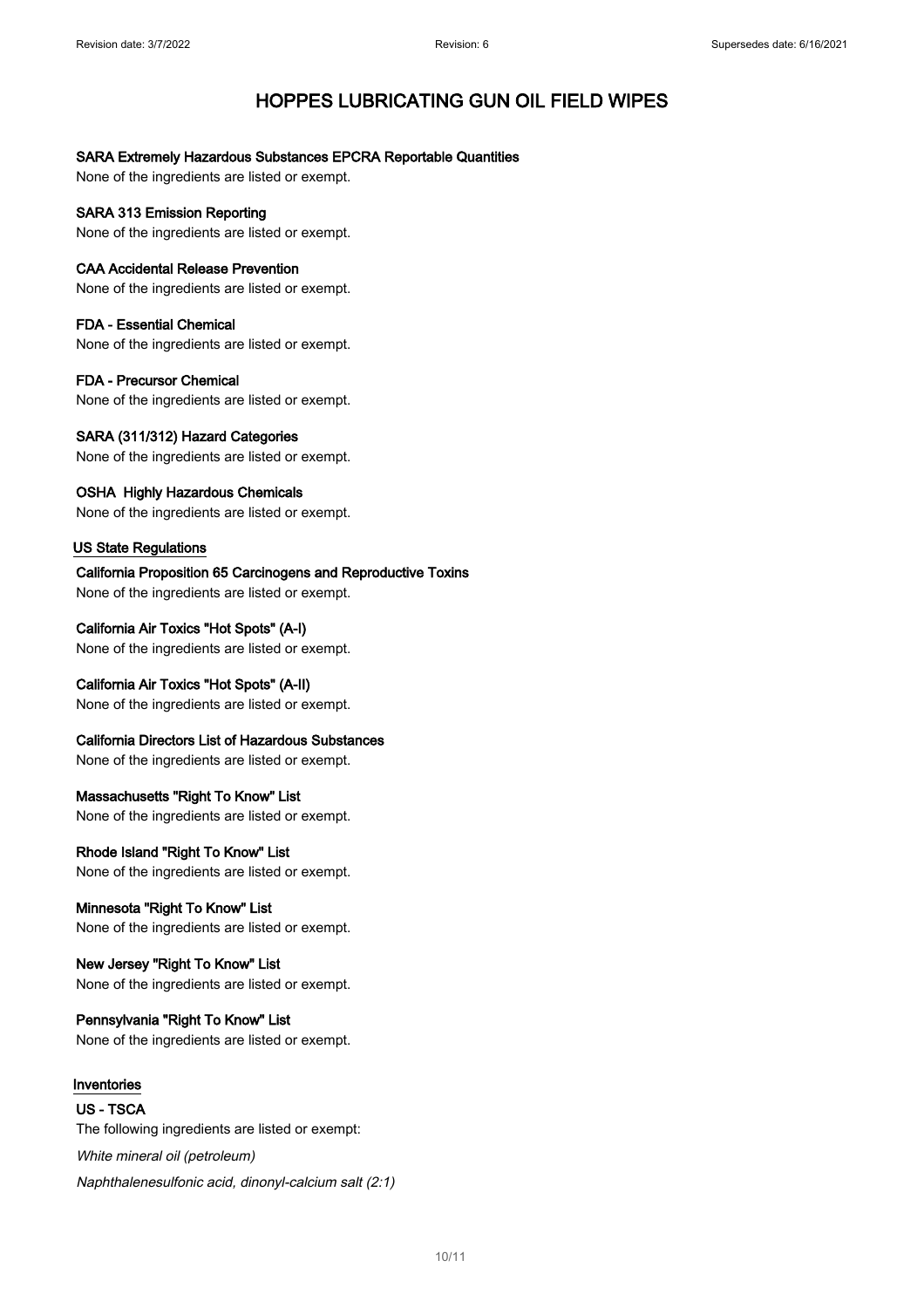# HOPPES LUBRICATING GUN OIL FIELD WIPES

**SARA Extremely Hazardous Substances EPCRA Reportable Quantities**

None of the ingredients are listed or exempt.

**SARA 313 Emission Reporting**

None of the ingredients are listed or exempt.

**CAA Accidental Release Prevention**

None of the ingredients are listed or exempt.

**FDA - Essential Chemical**

None of the ingredients are listed or exempt.

**FDA - Precursor Chemical**

None of the ingredients are listed or exempt.

**SARA (311/312) Hazard Categories**

None of the ingredients are listed or exempt.

**OSHA Highly Hazardous Chemicals**

None of the ingredients are listed or exempt.

## US State Regulations

**California Proposition 65 Carcinogens and Reproductive Toxins**

None of the ingredients are listed or exempt.

**California Air Toxics "Hot Spots" (A-I)**

None of the ingredients are listed or exempt.

**California Air Toxics "Hot Spots" (A-II)**

None of the ingredients are listed or exempt.

**California Directors List of Hazardous Substances**

None of the ingredients are listed or exempt.

**Massachusetts "Right To Know" List**

None of the ingredients are listed or exempt.

**Rhode Island "Right To Know" List**

None of the ingredients are listed or exempt.

**Minnesota "Right To Know" List**

None of the ingredients are listed or exempt.

**New Jersey "Right To Know" List**

None of the ingredients are listed or exempt.

**Pennsylvania "Right To Know" List**

None of the ingredients are listed or exempt.

## Inventories

**US - TSCA**

The following ingredients are listed or exempt:

*White mineral oil (petroleum)*

*Naphthalenesulfonic acid, dinonyl-calcium salt (2:1)*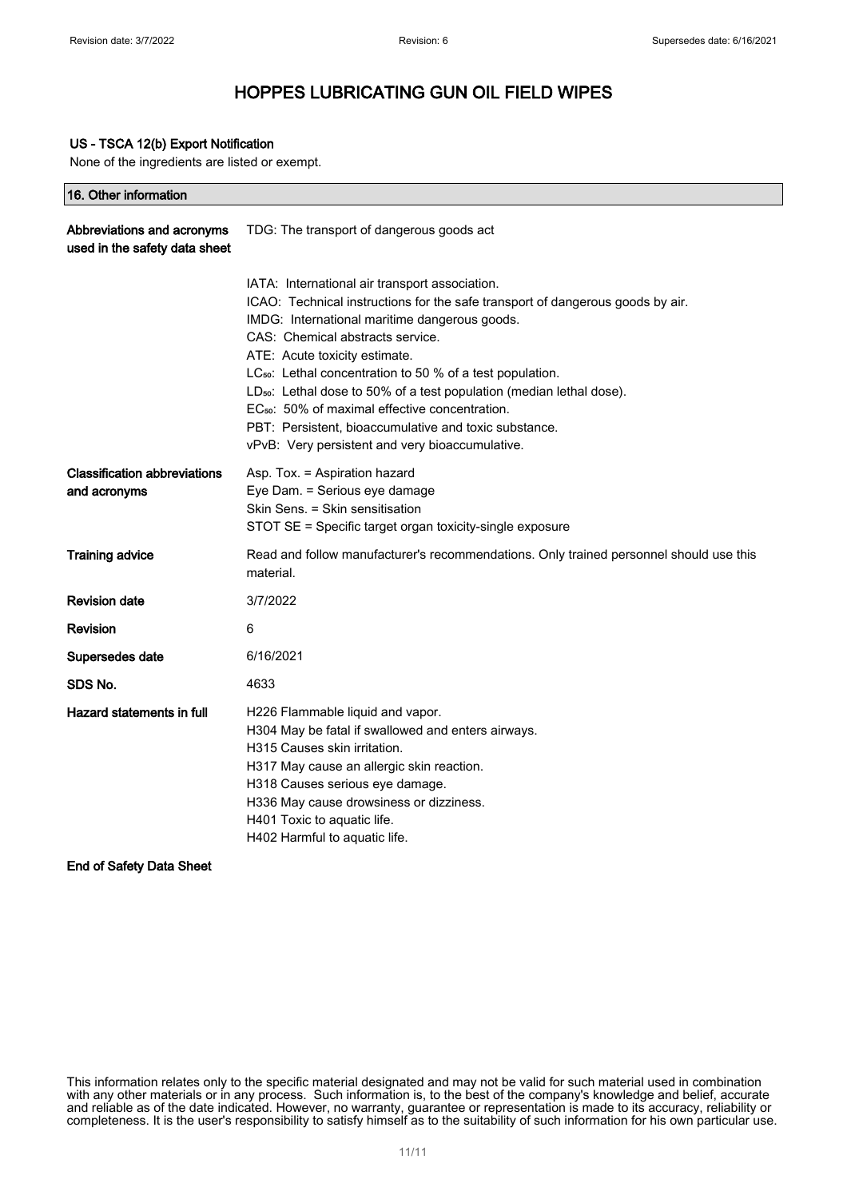# HOPPES LUBRICATING GUN OIL FIELD WIPES

**US - TSCA 12(b) Export Notification**

None of the ingredients are listed or exempt.

## 16. Other information

| | |
|---|---|
| **Abbreviations and acronyms used in the safety data sheet** | TDG: The transport of dangerous goods act<br><br>IATA: International air transport association.<br>ICAO: Technical instructions for the safe transport of dangerous goods by air.<br>IMDG: International maritime dangerous goods.<br>CAS: Chemical abstracts service.<br>ATE: Acute toxicity estimate.<br>$LC_{50}$: Lethal concentration to 50 % of a test population.<br>$LD_{50}$: Lethal dose to 50% of a test population (median lethal dose).<br>$EC_{50}$: 50% of maximal effective concentration.<br>PBT: Persistent, bioaccumulative and toxic substance.<br>vPvB: Very persistent and very bioaccumulative. |
| **Classification abbreviations and acronyms** | Asp. Tox. = Aspiration hazard<br>Eye Dam. = Serious eye damage<br>Skin Sens. = Skin sensitisation<br>STOT SE = Specific target organ toxicity-single exposure |
| **Training advice** | Read and follow manufacturer's recommendations. Only trained personnel should use this material. |
| **Revision date** | 3/7/2022 |
| **Revision** | 6 |
| **Supersedes date** | 6/16/2021 |
| **SDS No.** | 4633 |
| **Hazard statements in full** | H226 Flammable liquid and vapor.<br>H304 May be fatal if swallowed and enters airways.<br>H315 Causes skin irritation.<br>H317 May cause an allergic skin reaction.<br>H318 Causes serious eye damage.<br>H336 May cause drowsiness or dizziness.<br>H401 Toxic to aquatic life.<br>H402 Harmful to aquatic life. |

**End of Safety Data Sheet**

This information relates only to the specific material designated and may not be valid for such material used in combination with any other materials or in any process. Such information is, to the best of the company's knowledge and belief, accurate and reliable as of the date indicated. However, no warranty, guarantee or representation is made to its accuracy, reliability or completeness. It is the user's responsibility to satisfy himself as to the suitability of such information for his own particular use.